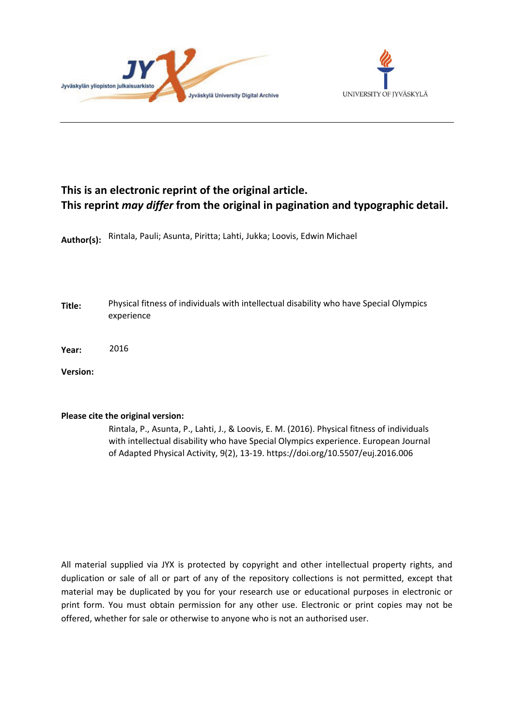Jyväskylän yliopiston julkaisuarkisto

Jyväskylä University Digital Archive

UNIVERSITY OF JYVÄSKYLÄ

**This is an electronic reprint of the original article.**
**This reprint *may differ* from the original in pagination and typographic detail.**

**Author(s):** Rintala, Pauli; Asunta, Piritta; Lahti, Jukka; Loovis, Edwin Michael

**Title:** Physical fitness of individuals with intellectual disability who have Special Olympics experience

**Year:** 2016

**Version:**

**Please cite the original version:**

Rintala, P., Asunta, P., Lahti, J., & Loovis, E. M. (2016). Physical fitness of individuals with intellectual disability who have Special Olympics experience. European Journal of Adapted Physical Activity, 9(2), 13-19. https://doi.org/10.5507/euj.2016.006

All material supplied via JYX is protected by copyright and other intellectual property rights, and duplication or sale of all or part of any of the repository collections is not permitted, except that material may be duplicated by you for your research use or educational purposes in electronic or print form. You must obtain permission for any other use. Electronic or print copies may not be offered, whether for sale or otherwise to anyone who is not an authorised user.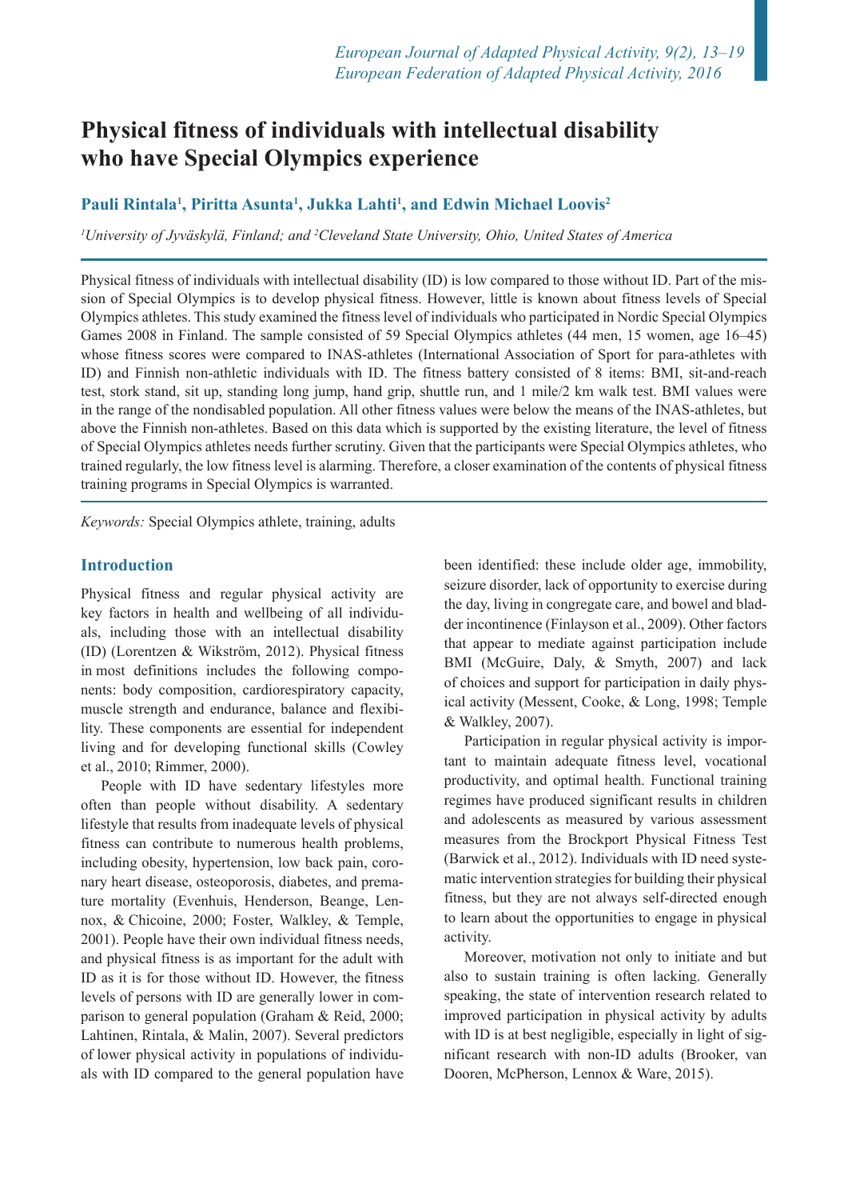# Physical fitness of individuals with intellectual disability who have Special Olympics experience

**Pauli Rintala[1], Piritta Asunta[1], Jukka Lahti[1], and Edwin Michael Loovis[2]**

*[1]University of Jyväskylä, Finland; and [2]Cleveland State University, Ohio, United States of America*

Physical fitness of individuals with intellectual disability (ID) is low compared to those without ID. Part of the mission of Special Olympics is to develop physical fitness. However, little is known about fitness levels of Special Olympics athletes. This study examined the fitness level of individuals who participated in Nordic Special Olympics Games 2008 in Finland. The sample consisted of 59 Special Olympics athletes (44 men, 15 women, age 16–45) whose fitness scores were compared to INAS-athletes (International Association of Sport for para-athletes with ID) and Finnish non-athletic individuals with ID. The fitness battery consisted of 8 items: BMI, sit-and-reach test, stork stand, sit up, standing long jump, hand grip, shuttle run, and 1 mile/2 km walk test. BMI values were in the range of the nondisabled population. All other fitness values were below the means of the INAS-athletes, but above the Finnish non-athletes. Based on this data which is supported by the existing literature, the level of fitness of Special Olympics athletes needs further scrutiny. Given that the participants were Special Olympics athletes, who trained regularly, the low fitness level is alarming. Therefore, a closer examination of the contents of physical fitness training programs in Special Olympics is warranted.

*Keywords:* Special Olympics athlete, training, adults

## Introduction

Physical fitness and regular physical activity are key factors in health and wellbeing of all individuals, including those with an intellectual disability (ID) (Lorentzen & Wikström, 2012). Physical fitness in most definitions includes the following components: body composition, cardiorespiratory capacity, muscle strength and endurance, balance and flexibility. These components are essential for independent living and for developing functional skills (Cowley et al., 2010; Rimmer, 2000).

People with ID have sedentary lifestyles more often than people without disability. A sedentary lifestyle that results from inadequate levels of physical fitness can contribute to numerous health problems, including obesity, hypertension, low back pain, coronary heart disease, osteoporosis, diabetes, and premature mortality (Evenhuis, Henderson, Beange, Lennox, & Chicoine, 2000; Foster, Walkley, & Temple, 2001). People have their own individual fitness needs, and physical fitness is as important for the adult with ID as it is for those without ID. However, the fitness levels of persons with ID are generally lower in comparison to general population (Graham & Reid, 2000; Lahtinen, Rintala, & Malin, 2007). Several predictors of lower physical activity in populations of individuals with ID compared to the general population have been identified: these include older age, immobility, seizure disorder, lack of opportunity to exercise during the day, living in congregate care, and bowel and bladder incontinence (Finlayson et al., 2009). Other factors that appear to mediate against participation include BMI (McGuire, Daly, & Smyth, 2007) and lack of choices and support for participation in daily physical activity (Messent, Cooke, & Long, 1998; Temple & Walkley, 2007).

Participation in regular physical activity is important to maintain adequate fitness level, vocational productivity, and optimal health. Functional training regimes have produced significant results in children and adolescents as measured by various assessment measures from the Brockport Physical Fitness Test (Barwick et al., 2012). Individuals with ID need systematic intervention strategies for building their physical fitness, but they are not always self-directed enough to learn about the opportunities to engage in physical activity.

Moreover, motivation not only to initiate and but also to sustain training is often lacking. Generally speaking, the state of intervention research related to improved participation in physical activity by adults with ID is at best negligible, especially in light of significant research with non-ID adults (Brooker, van Dooren, McPherson, Lennox & Ware, 2015).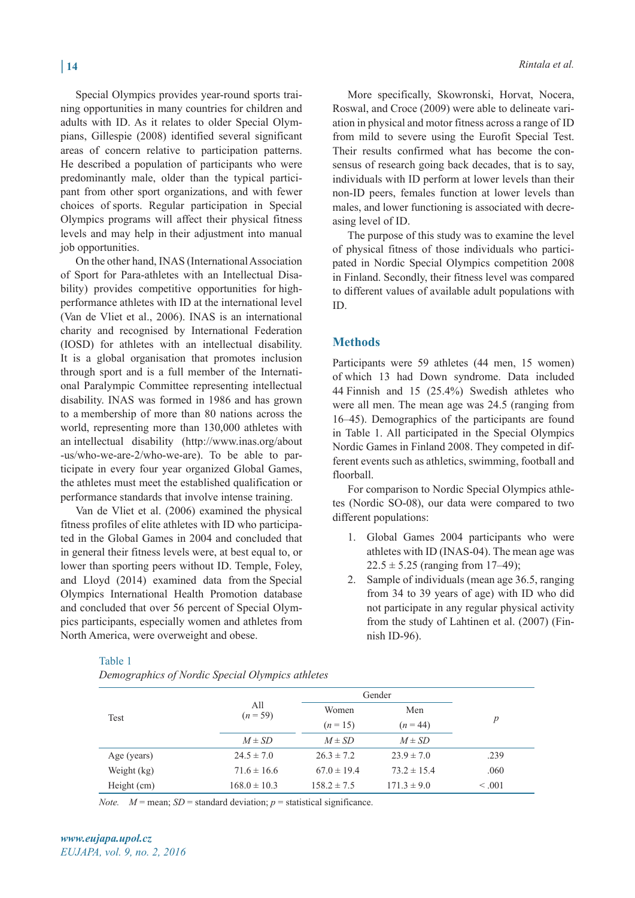Special Olympics provides year-round sports training opportunities in many countries for children and adults with ID. As it relates to older Special Olympians, Gillespie (2008) identified several significant areas of concern relative to participation patterns. He described a population of participants who were predominantly male, older than the typical participant from other sport organizations, and with fewer choices of sports. Regular participation in Special Olympics programs will affect their physical fitness levels and may help in their adjustment into manual job opportunities.

On the other hand, INAS (International Association of Sport for Para-athletes with an Intellectual Disability) provides competitive opportunities for high-performance athletes with ID at the international level (Van de Vliet et al., 2006). INAS is an international charity and recognised by International Federation (IOSD) for athletes with an intellectual disability. It is a global organisation that promotes inclusion through sport and is a full member of the International Paralympic Committee representing intellectual disability. INAS was formed in 1986 and has grown to a membership of more than 80 nations across the world, representing more than 130,000 athletes with an intellectual disability (http://www.inas.org/about-us/who-we-are-2/who-we-are). To be able to participate in every four year organized Global Games, the athletes must meet the established qualification or performance standards that involve intense training.

Van de Vliet et al. (2006) examined the physical fitness profiles of elite athletes with ID who participated in the Global Games in 2004 and concluded that in general their fitness levels were, at best equal to, or lower than sporting peers without ID. Temple, Foley, and Lloyd (2014) examined data from the Special Olympics International Health Promotion database and concluded that over 56 percent of Special Olympics participants, especially women and athletes from North America, were overweight and obese.

More specifically, Skowronski, Horvat, Nocera, Roswal, and Croce (2009) were able to delineate variation in physical and motor fitness across a range of ID from mild to severe using the Eurofit Special Test. Their results confirmed what has become the consensus of research going back decades, that is to say, individuals with ID perform at lower levels than their non-ID peers, females function at lower levels than males, and lower functioning is associated with decreasing level of ID.

The purpose of this study was to examine the level of physical fitness of those individuals who participated in Nordic Special Olympics competition 2008 in Finland. Secondly, their fitness level was compared to different values of available adult populations with ID.

## Methods

Participants were 59 athletes (44 men, 15 women) of which 13 had Down syndrome. Data included 44 Finnish and 15 (25.4%) Swedish athletes who were all men. The mean age was 24.5 (ranging from 16–45). Demographics of the participants are found in Table 1. All participated in the Special Olympics Nordic Games in Finland 2008. They competed in different events such as athletics, swimming, football and floorball.

For comparison to Nordic Special Olympics athletes (Nordic SO-08), our data were compared to two different populations:

1. Global Games 2004 participants who were athletes with ID (INAS-04). The mean age was 22.5 ± 5.25 (ranging from 17–49);
2. Sample of individuals (mean age 36.5, ranging from 34 to 39 years of age) with ID who did not participate in any regular physical activity from the study of Lahtinen et al. (2007) (Finnish ID-96).

Table 1

*Demographics of Nordic Special Olympics athletes*

| Test | All ($n$ = 59) | Gender | | $p$ |
|---|---|---|---|---|
| | | Women ($n$ = 15) | Men ($n$ = 44) | |
| | $M \pm SD$ | $M \pm SD$ | $M \pm SD$ | |
| Age (years) | 24.5 ± 7.0 | 26.3 ± 7.2 | 23.9 ± 7.0 | .239 |
| Weight (kg) | 71.6 ± 16.6 | 67.0 ± 19.4 | 73.2 ± 15.4 | .060 |
| Height (cm) | 168.0 ± 10.3 | 158.2 ± 7.5 | 171.3 ± 9.0 | < .001 |

*Note.* $M$ = mean; $SD$ = standard deviation; $p$ = statistical significance.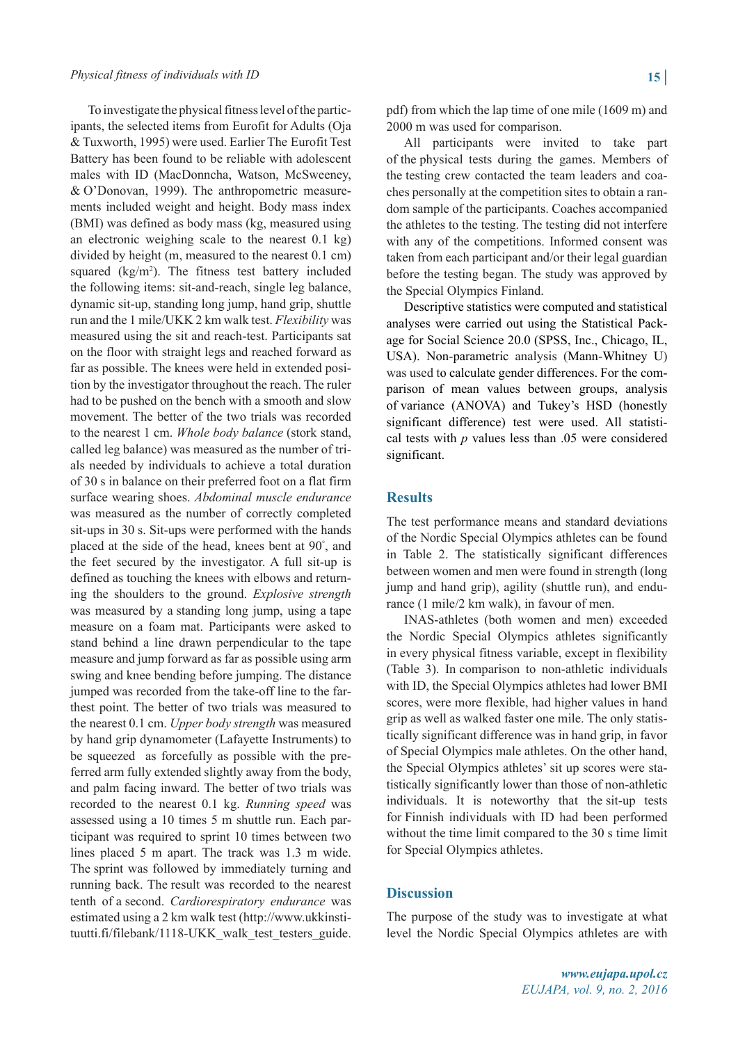To investigate the physical fitness level of the participants, the selected items from Eurofit for Adults (Oja & Tuxworth, 1995) were used. Earlier The Eurofit Test Battery has been found to be reliable with adolescent males with ID (MacDonncha, Watson, McSweeney, & O'Donovan, 1999). The anthropometric measurements included weight and height. Body mass index (BMI) was defined as body mass (kg, measured using an electronic weighing scale to the nearest 0.1 kg) divided by height (m, measured to the nearest 0.1 cm) squared (kg/m$^2$). The fitness test battery included the following items: sit-and-reach, single leg balance, dynamic sit-up, standing long jump, hand grip, shuttle run and the 1 mile/UKK 2 km walk test. *Flexibility* was measured using the sit and reach-test. Participants sat on the floor with straight legs and reached forward as far as possible. The knees were held in extended position by the investigator throughout the reach. The ruler had to be pushed on the bench with a smooth and slow movement. The better of the two trials was recorded to the nearest 1 cm. *Whole body balance* (stork stand, called leg balance) was measured as the number of trials needed by individuals to achieve a total duration of 30 s in balance on their preferred foot on a flat firm surface wearing shoes. *Abdominal muscle endurance* was measured as the number of correctly completed sit-ups in 30 s. Sit-ups were performed with the hands placed at the side of the head, knees bent at 90°, and the feet secured by the investigator. A full sit-up is defined as touching the knees with elbows and returning the shoulders to the ground. *Explosive strength* was measured by a standing long jump, using a tape measure on a foam mat. Participants were asked to stand behind a line drawn perpendicular to the tape measure and jump forward as far as possible using arm swing and knee bending before jumping. The distance jumped was recorded from the take-off line to the farthest point. The better of two trials was measured to the nearest 0.1 cm. *Upper body strength* was measured by hand grip dynamometer (Lafayette Instruments) to be squeezed as forcefully as possible with the preferred arm fully extended slightly away from the body, and palm facing inward. The better of two trials was recorded to the nearest 0.1 kg. *Running speed* was assessed using a 10 times 5 m shuttle run. Each participant was required to sprint 10 times between two lines placed 5 m apart. The track was 1.3 m wide. The sprint was followed by immediately turning and running back. The result was recorded to the nearest tenth of a second. *Cardiorespiratory endurance* was estimated using a 2 km walk test (http://www.ukkinstituutti.fi/filebank/1118-UKK_walk_test_testers_guide.pdf) from which the lap time of one mile (1609 m) and 2000 m was used for comparison.

All participants were invited to take part of the physical tests during the games. Members of the testing crew contacted the team leaders and coaches personally at the competition sites to obtain a random sample of the participants. Coaches accompanied the athletes to the testing. The testing did not interfere with any of the competitions. Informed consent was taken from each participant and/or their legal guardian before the testing began. The study was approved by the Special Olympics Finland.

Descriptive statistics were computed and statistical analyses were carried out using the Statistical Package for Social Science 20.0 (SPSS, Inc., Chicago, IL, USA). Non-parametric analysis (Mann-Whitney U) was used to calculate gender differences. For the comparison of mean values between groups, analysis of variance (ANOVA) and Tukey's HSD (honestly significant difference) test were used. All statistical tests with $p$ values less than .05 were considered significant.

## Results

The test performance means and standard deviations of the Nordic Special Olympics athletes can be found in Table 2. The statistically significant differences between women and men were found in strength (long jump and hand grip), agility (shuttle run), and endurance (1 mile/2 km walk), in favour of men.

INAS-athletes (both women and men) exceeded the Nordic Special Olympics athletes significantly in every physical fitness variable, except in flexibility (Table 3). In comparison to non-athletic individuals with ID, the Special Olympics athletes had lower BMI scores, were more flexible, had higher values in hand grip as well as walked faster one mile. The only statistically significant difference was in hand grip, in favor of Special Olympics male athletes. On the other hand, the Special Olympics athletes' sit up scores were statistically significantly lower than those of non-athletic individuals. It is noteworthy that the sit-up tests for Finnish individuals with ID had been performed without the time limit compared to the 30 s time limit for Special Olympics athletes.

## Discussion

The purpose of the study was to investigate at what level the Nordic Special Olympics athletes are with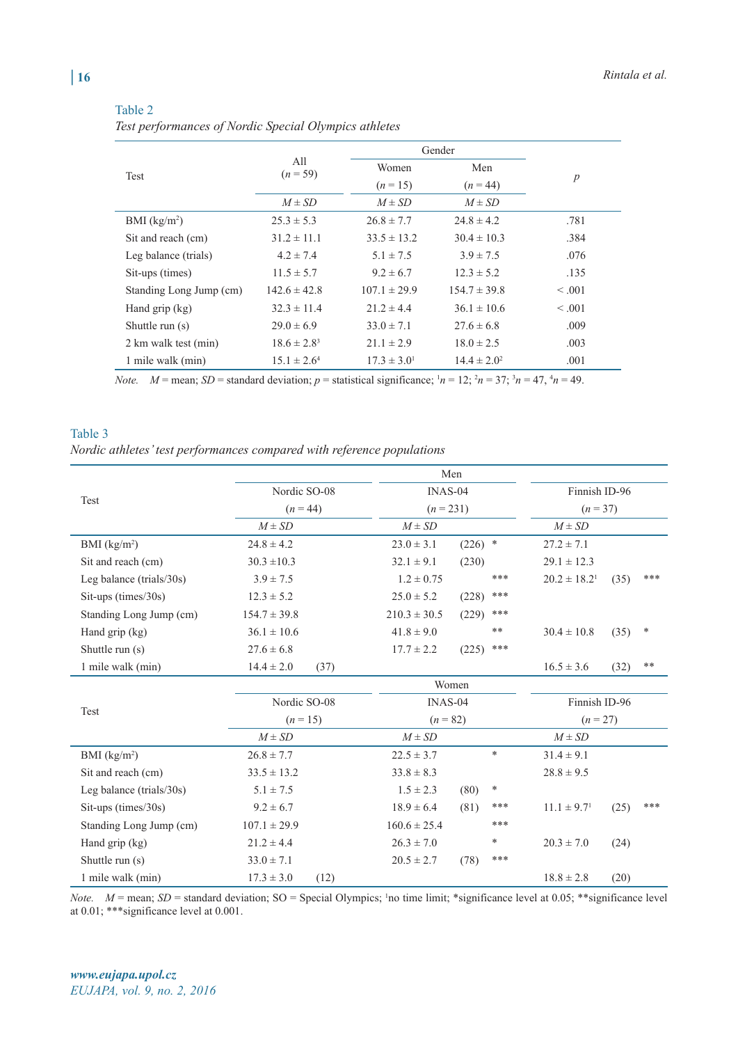Table 2

*Test performances of Nordic Special Olympics athletes*

| Test | All ($n$ = 59) | Gender | | $p$ |
|---|---|---|---|---|
| | | Women ($n$ = 15) | Men ($n$ = 44) | |
| | $M \pm SD$ | $M \pm SD$ | $M \pm SD$ | |
| BMI (kg/m²) | 25.3 ± 5.3 | 26.8 ± 7.7 | 24.8 ± 4.2 | .781 |
| Sit and reach (cm) | 31.2 ± 11.1 | 33.5 ± 13.2 | 30.4 ± 10.3 | .384 |
| Leg balance (trials) | 4.2 ± 7.4 | 5.1 ± 7.5 | 3.9 ± 7.5 | .076 |
| Sit-ups (times) | 11.5 ± 5.7 | 9.2 ± 6.7 | 12.3 ± 5.2 | .135 |
| Standing Long Jump (cm) | 142.6 ± 42.8 | 107.1 ± 29.9 | 154.7 ± 39.8 | < .001 |
| Hand grip (kg) | 32.3 ± 11.4 | 21.2 ± 4.4 | 36.1 ± 10.6 | < .001 |
| Shuttle run (s) | 29.0 ± 6.9 | 33.0 ± 7.1 | 27.6 ± 6.8 | .009 |
| 2 km walk test (min) | 18.6 ± 2.8[3] | 21.1 ± 2.9 | 18.0 ± 2.5 | .003 |
| 1 mile walk (min) | 15.1 ± 2.6[4] | 17.3 ± 3.0[1] | 14.4 ± 2.0[2] | .001 |

*Note.* $M$ = mean; $SD$ = standard deviation; $p$ = statistical significance; [1]$n$ = 12; [2]$n$ = 37; [3]$n$ = 47, [4]$n$ = 49.

Table 3

*Nordic athletes' test performances compared with reference populations*

| Test | Men | | | | | | |
|---|---|---|---|---|---|---|---|
| | Nordic SO-08 ($n$ = 44) | INAS-04 ($n$ = 231) | | | Finnish ID-96 ($n$ = 37) | | |
| | $M \pm SD$ | $M \pm SD$ | | | $M \pm SD$ | | |
| BMI (kg/m²) | 24.8 ± 4.2 | 23.0 ± 3.1 | (226) | * | 27.2 ± 7.1 | | |
| Sit and reach (cm) | 30.3 ±10.3 | 32.1 ± 9.1 | (230) | | 29.1 ± 12.3 | | |
| Leg balance (trials/30s) | 3.9 ± 7.5 | 1.2 ± 0.75 | | *** | 20.2 ± 18.2[1] | (35) | *** |
| Sit-ups (times/30s) | 12.3 ± 5.2 | 25.0 ± 5.2 | (228) | *** | | | |
| Standing Long Jump (cm) | 154.7 ± 39.8 | 210.3 ± 30.5 | (229) | *** | | | |
| Hand grip (kg) | 36.1 ± 10.6 | 41.8 ± 9.0 | | ** | 30.4 ± 10.8 | (35) | * |
| Shuttle run (s) | 27.6 ± 6.8 | 17.7 ± 2.2 | (225) | *** | | | |
| 1 mile walk (min) | 14.4 ± 2.0 (37) | | | | 16.5 ± 3.6 | (32) | ** |
| **Test** | **Women** | | | | | | |
| | Nordic SO-08 ($n$ = 15) | INAS-04 ($n$ = 82) | | | Finnish ID-96 ($n$ = 27) | | |
| | $M \pm SD$ | $M \pm SD$ | | | $M \pm SD$ | | |
| BMI (kg/m²) | 26.8 ± 7.7 | 22.5 ± 3.7 | | * | 31.4 ± 9.1 | | |
| Sit and reach (cm) | 33.5 ± 13.2 | 33.8 ± 8.3 | | | 28.8 ± 9.5 | | |
| Leg balance (trials/30s) | 5.1 ± 7.5 | 1.5 ± 2.3 | (80) | * | | | |
| Sit-ups (times/30s) | 9.2 ± 6.7 | 18.9 ± 6.4 | (81) | *** | 11.1 ± 9.7[1] | (25) | *** |
| Standing Long Jump (cm) | 107.1 ± 29.9 | 160.6 ± 25.4 | | *** | | | |
| Hand grip (kg) | 21.2 ± 4.4 | 26.3 ± 7.0 | | * | 20.3 ± 7.0 | (24) | |
| Shuttle run (s) | 33.0 ± 7.1 | 20.5 ± 2.7 | (78) | *** | | | |
| 1 mile walk (min) | 17.3 ± 3.0 (12) | | | | 18.8 ± 2.8 | (20) | |

*Note.* $M$ = mean; $SD$ = standard deviation; SO = Special Olympics; [1]no time limit; *significance level at 0.05; **significance level at 0.01; ***significance level at 0.001.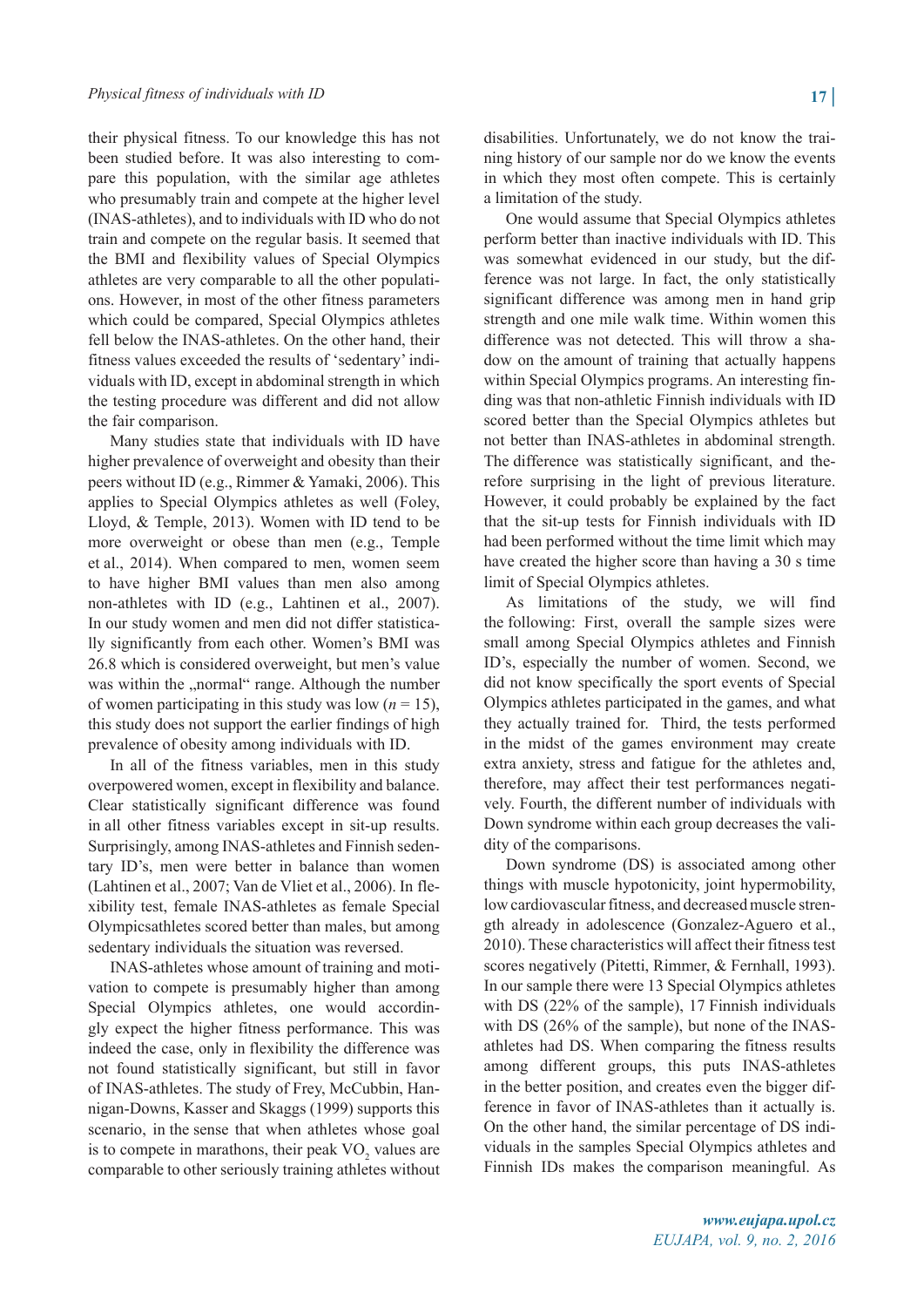their physical fitness. To our knowledge this has not been studied before. It was also interesting to compare this population, with the similar age athletes who presumably train and compete at the higher level (INAS-athletes), and to individuals with ID who do not train and compete on the regular basis. It seemed that the BMI and flexibility values of Special Olympics athletes are very comparable to all the other populations. However, in most of the other fitness parameters which could be compared, Special Olympics athletes fell below the INAS-athletes. On the other hand, their fitness values exceeded the results of 'sedentary' individuals with ID, except in abdominal strength in which the testing procedure was different and did not allow the fair comparison.

Many studies state that individuals with ID have higher prevalence of overweight and obesity than their peers without ID (e.g., Rimmer & Yamaki, 2006). This applies to Special Olympics athletes as well (Foley, Lloyd, & Temple, 2013). Women with ID tend to be more overweight or obese than men (e.g., Temple et al., 2014). When compared to men, women seem to have higher BMI values than men also among non-athletes with ID (e.g., Lahtinen et al., 2007). In our study women and men did not differ statistically significantly from each other. Women's BMI was 26.8 which is considered overweight, but men's value was within the „normal" range. Although the number of women participating in this study was low (*n* = 15), this study does not support the earlier findings of high prevalence of obesity among individuals with ID.

In all of the fitness variables, men in this study overpowered women, except in flexibility and balance. Clear statistically significant difference was found in all other fitness variables except in sit-up results. Surprisingly, among INAS-athletes and Finnish sedentary ID's, men were better in balance than women (Lahtinen et al., 2007; Van de Vliet et al., 2006). In flexibility test, female INAS-athletes as female Special Olympicsathletes scored better than males, but among sedentary individuals the situation was reversed.

INAS-athletes whose amount of training and motivation to compete is presumably higher than among Special Olympics athletes, one would accordingly expect the higher fitness performance. This was indeed the case, only in flexibility the difference was not found statistically significant, but still in favor of INAS-athletes. The study of Frey, McCubbin, Hannigan-Downs, Kasser and Skaggs (1999) supports this scenario, in the sense that when athletes whose goal is to compete in marathons, their peak $VO_2$ values are comparable to other seriously training athletes without disabilities. Unfortunately, we do not know the training history of our sample nor do we know the events in which they most often compete. This is certainly a limitation of the study.

One would assume that Special Olympics athletes perform better than inactive individuals with ID. This was somewhat evidenced in our study, but the difference was not large. In fact, the only statistically significant difference was among men in hand grip strength and one mile walk time. Within women this difference was not detected. This will throw a shadow on the amount of training that actually happens within Special Olympics programs. An interesting finding was that non-athletic Finnish individuals with ID scored better than the Special Olympics athletes but not better than INAS-athletes in abdominal strength. The difference was statistically significant, and therefore surprising in the light of previous literature. However, it could probably be explained by the fact that the sit-up tests for Finnish individuals with ID had been performed without the time limit which may have created the higher score than having a 30 s time limit of Special Olympics athletes.

As limitations of the study, we will find the following: First, overall the sample sizes were small among Special Olympics athletes and Finnish ID's, especially the number of women. Second, we did not know specifically the sport events of Special Olympics athletes participated in the games, and what they actually trained for. Third, the tests performed in the midst of the games environment may create extra anxiety, stress and fatigue for the athletes and, therefore, may affect their test performances negatively. Fourth, the different number of individuals with Down syndrome within each group decreases the validity of the comparisons.

Down syndrome (DS) is associated among other things with muscle hypotonicity, joint hypermobility, low cardiovascular fitness, and decreased muscle strength already in adolescence (Gonzalez-Aguero et al., 2010). These characteristics will affect their fitness test scores negatively (Pitetti, Rimmer, & Fernhall, 1993). In our sample there were 13 Special Olympics athletes with DS (22% of the sample), 17 Finnish individuals with DS (26% of the sample), but none of the INAS-athletes had DS. When comparing the fitness results among different groups, this puts INAS-athletes in the better position, and creates even the bigger difference in favor of INAS-athletes than it actually is. On the other hand, the similar percentage of DS individuals in the samples Special Olympics athletes and Finnish IDs makes the comparison meaningful. As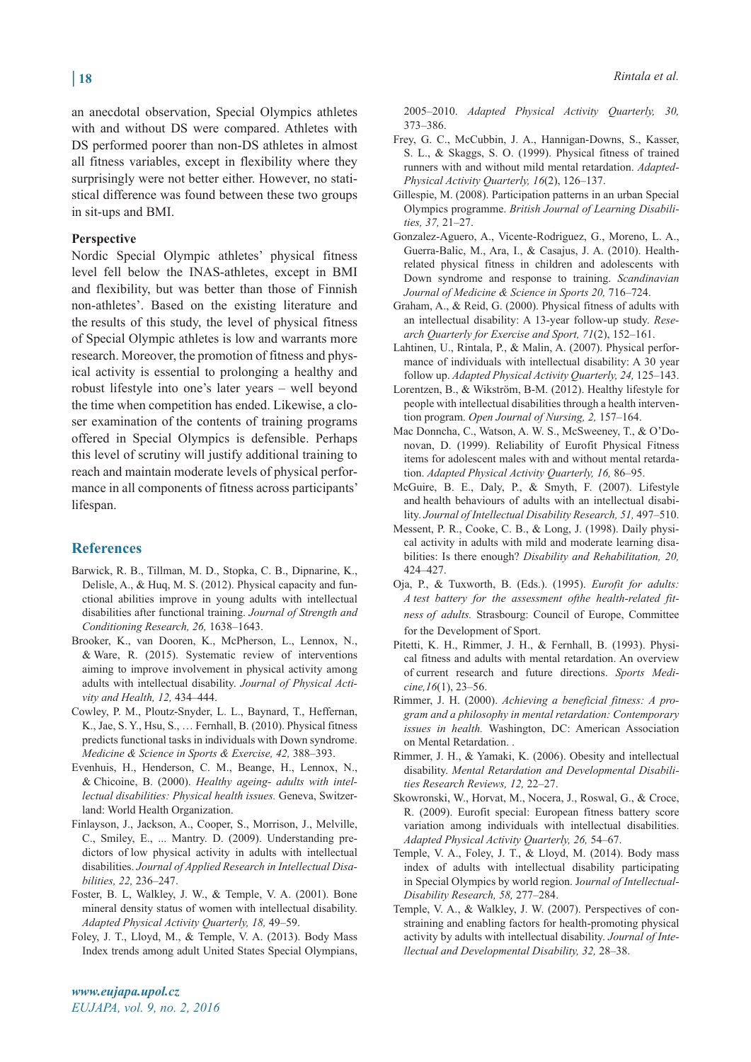an anecdotal observation, Special Olympics athletes with and without DS were compared. Athletes with DS performed poorer than non-DS athletes in almost all fitness variables, except in flexibility where they surprisingly were not better either. However, no statistical difference was found between these two groups in sit-ups and BMI.

**Perspective**

Nordic Special Olympic athletes' physical fitness level fell below the INAS-athletes, except in BMI and flexibility, but was better than those of Finnish non-athletes'. Based on the existing literature and the results of this study, the level of physical fitness of Special Olympic athletes is low and warrants more research. Moreover, the promotion of fitness and physical activity is essential to prolonging a healthy and robust lifestyle into one's later years – well beyond the time when competition has ended. Likewise, a closer examination of the contents of training programs offered in Special Olympics is defensible. Perhaps this level of scrutiny will justify additional training to reach and maintain moderate levels of physical performance in all components of fitness across participants' lifespan.

## References

Barwick, R. B., Tillman, M. D., Stopka, C. B., Dipnarine, K., Delisle, A., & Huq, M. S. (2012). Physical capacity and functional abilities improve in young adults with intellectual disabilities after functional training. *Journal of Strength and Conditioning Research, 26,* 1638–1643.

Brooker, K., van Dooren, K., McPherson, L., Lennox, N., & Ware, R. (2015). Systematic review of interventions aiming to improve involvement in physical activity among adults with intellectual disability. *Journal of Physical Activity and Health, 12,* 434–444.

Cowley, P. M., Ploutz-Snyder, L. L., Baynard, T., Heffernan, K., Jae, S. Y., Hsu, S., … Fernhall, B. (2010). Physical fitness predicts functional tasks in individuals with Down syndrome. *Medicine & Science in Sports & Exercise, 42,* 388–393.

Evenhuis, H., Henderson, C. M., Beange, H., Lennox, N., & Chicoine, B. (2000). *Healthy ageing- adults with intellectual disabilities: Physical health issues.* Geneva, Switzerland: World Health Organization.

Finlayson, J., Jackson, A., Cooper, S., Morrison, J., Melville, C., Smiley, E., ... Mantry. D. (2009). Understanding predictors of low physical activity in adults with intellectual disabilities. *Journal of Applied Research in Intellectual Disabilities, 22,* 236–247.

Foster, B. L, Walkley, J. W., & Temple, V. A. (2001). Bone mineral density status of women with intellectual disability. *Adapted Physical Activity Quarterly, 18,* 49–59.

Foley, J. T., Lloyd, M., & Temple, V. A. (2013). Body Mass Index trends among adult United States Special Olympians, 2005–2010. *Adapted Physical Activity Quarterly, 30,* 373–386.

Frey, G. C., McCubbin, J. A., Hannigan-Downs, S., Kasser, S. L., & Skaggs, S. O. (1999). Physical fitness of trained runners with and without mild mental retardation. *Adapted-Physical Activity Quarterly, 16*(2), 126–137.

Gillespie, M. (2008). Participation patterns in an urban Special Olympics programme. *British Journal of Learning Disabilities, 37,* 21–27.

Gonzalez-Aguero, A., Vicente-Rodriguez, G., Moreno, L. A., Guerra-Balic, M., Ara, I., & Casajus, J. A. (2010). Health-related physical fitness in children and adolescents with Down syndrome and response to training. *Scandinavian Journal of Medicine & Science in Sports 20,* 716–724.

Graham, A., & Reid, G. (2000). Physical fitness of adults with an intellectual disability: A 13-year follow-up study. *Research Quarterly for Exercise and Sport, 71*(2), 152–161.

Lahtinen, U., Rintala, P., & Malin, A. (2007). Physical performance of individuals with intellectual disability: A 30 year follow up. *Adapted Physical Activity Quarterly, 24,* 125–143.

Lorentzen, B., & Wikström, B-M. (2012). Healthy lifestyle for people with intellectual disabilities through a health intervention program. *Open Journal of Nursing, 2,* 157–164.

Mac Donncha, C., Watson, A. W. S., McSweeney, T., & O'Donovan, D. (1999). Reliability of Eurofit Physical Fitness items for adolescent males with and without mental retardation. *Adapted Physical Activity Quarterly, 16,* 86–95.

McGuire, B. E., Daly, P., & Smyth, F. (2007). Lifestyle and health behaviours of adults with an intellectual disability. *Journal of Intellectual Disability Research, 51,* 497–510.

Messent, P. R., Cooke, C. B., & Long, J. (1998). Daily physical activity in adults with mild and moderate learning disabilities: Is there enough? *Disability and Rehabilitation, 20,* 424–427.

Oja, P., & Tuxworth, B. (Eds.). (1995). *Eurofit for adults: A test battery for the assessment ofthe health-related fitness of adults.* Strasbourg: Council of Europe, Committee for the Development of Sport.

Pitetti, K. H., Rimmer, J. H., & Fernhall, B. (1993). Physical fitness and adults with mental retardation. An overview of current research and future directions. *Sports Medicine,16*(1), 23–56.

Rimmer, J. H. (2000). *Achieving a beneficial fitness: A program and a philosophy in mental retardation: Contemporary issues in health.* Washington, DC: American Association on Mental Retardation. .

Rimmer, J. H., & Yamaki, K. (2006). Obesity and intellectual disability. *Mental Retardation and Developmental Disabilities Research Reviews, 12,* 22–27.

Skowronski, W., Horvat, M., Nocera, J., Roswal, G., & Croce, R. (2009). Eurofit special: European fitness battery score variation among individuals with intellectual disabilities. *Adapted Physical Activity Quarterly, 26,* 54–67.

Temple, V. A., Foley, J. T., & Lloyd, M. (2014). Body mass index of adults with intellectual disability participating in Special Olympics by world region. J*ournal of Intellectual Disability Research, 58,* 277–284.

Temple, V. A., & Walkley, J. W. (2007). Perspectives of constraining and enabling factors for health-promoting physical activity by adults with intellectual disability. *Journal of Intellectual and Developmental Disability, 32,* 28–38.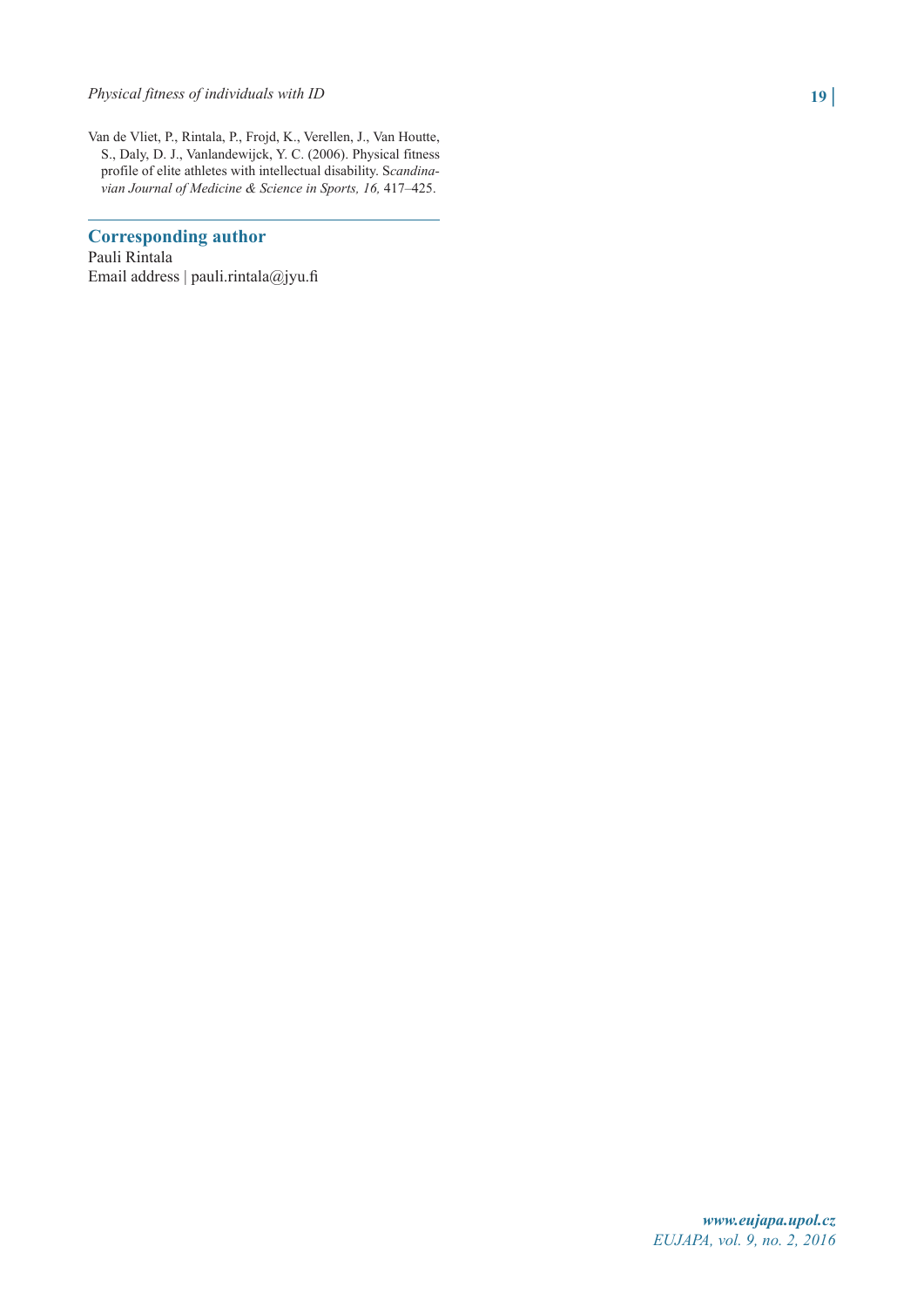Van de Vliet, P., Rintala, P., Frojd, K., Verellen, J., Van Houtte, S., Daly, D. J., Vanlandewijck, Y. C. (2006). Physical fitness profile of elite athletes with intellectual disability. S*candinavian Journal of Medicine & Science in Sports, 16,* 417–425.

## Corresponding author

Pauli Rintala
Email address | pauli.rintala@jyu.fi